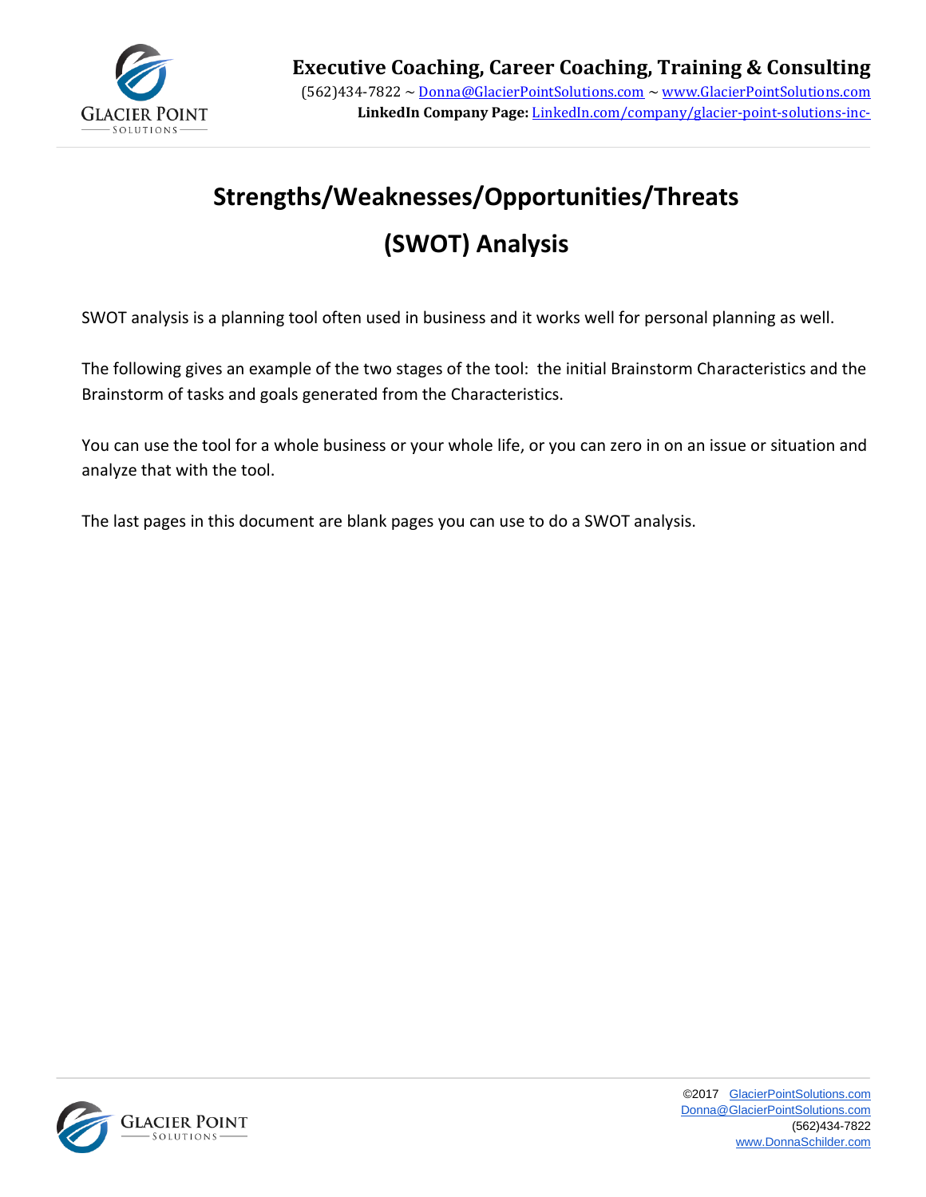# Strengths/Weaknesses/Opportunities/Threats (SWOT) Analysis

SWOT analysis is a planning tool often used in business and it works well for personal planning as well.

The following gives an example of the two stages of the tool: the initial Brainstorm Characteristics and the Brainstorm of tasks and goals generated from the Characteristics.

You can use the tool for a whole business or your whole life, or you can zero in on an issue or situation and analyze that with the tool.

The last pages in this document are blank pages you can use to do a SWOT analysis.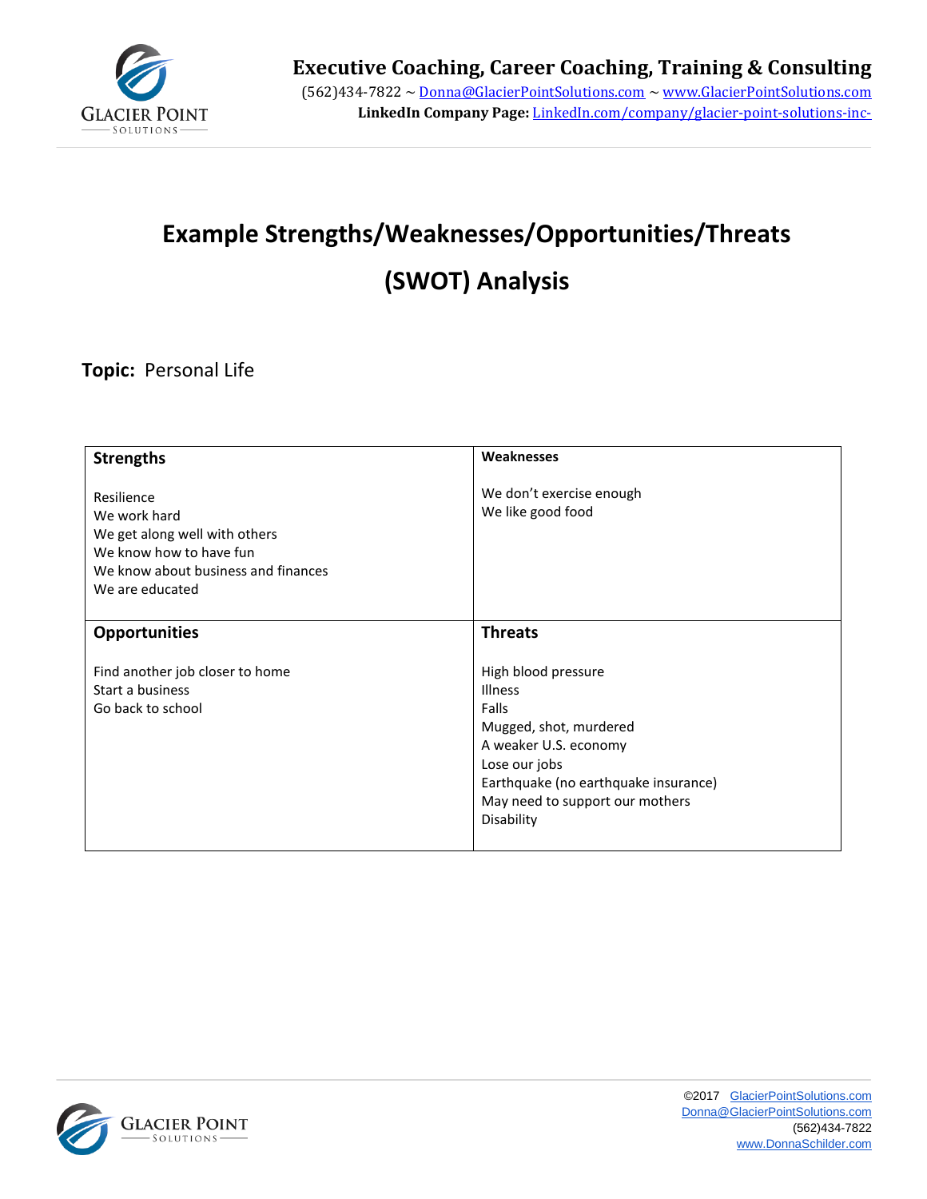# Example Strengths/Weaknesses/Opportunities/Threats (SWOT) Analysis

**Topic:** Personal Life

| **Strengths** | **Weaknesses** |
|---|---|
| Resilience<br>We work hard<br>We get along well with others<br>We know how to have fun<br>We know about business and finances<br>We are educated | We don't exercise enough<br>We like good food |
| **Opportunities** | **Threats** |
| Find another job closer to home<br>Start a business<br>Go back to school | High blood pressure<br>Illness<br>Falls<br>Mugged, shot, murdered<br>A weaker U.S. economy<br>Lose our jobs<br>Earthquake (no earthquake insurance)<br>May need to support our mothers<br>Disability |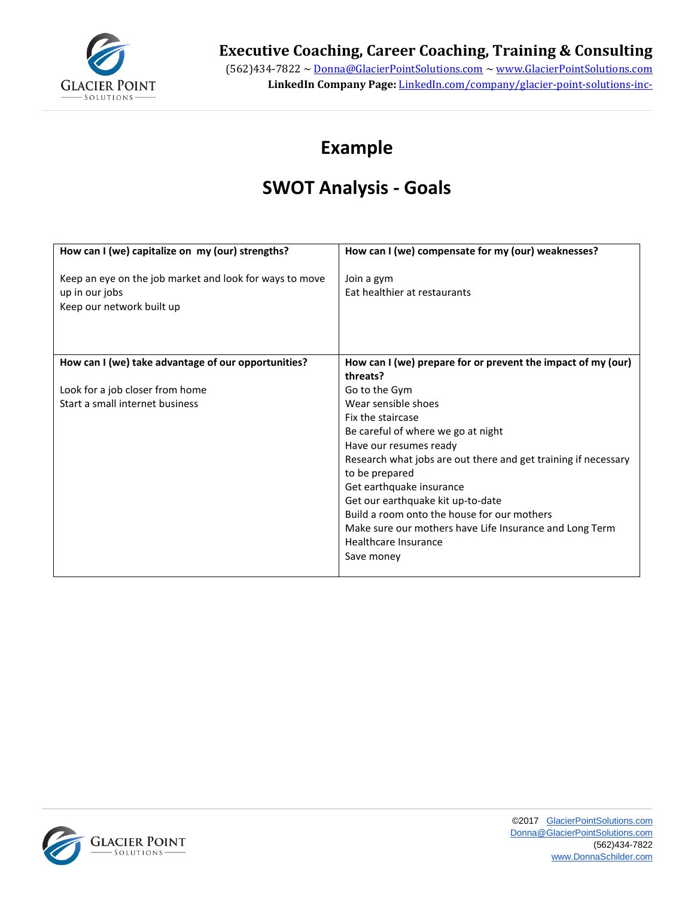# Example

# SWOT Analysis - Goals

| How can I (we) capitalize on my (our) strengths? | How can I (we) compensate for my (our) weaknesses? |
|---|---|
| Keep an eye on the job market and look for ways to move up in our jobs<br>Keep our network built up | Join a gym<br>Eat healthier at restaurants |
| **How can I (we) take advantage of our opportunities?** | **How can I (we) prepare for or prevent the impact of my (our) threats?** |
| Look for a job closer from home<br>Start a small internet business | Go to the Gym<br>Wear sensible shoes<br>Fix the staircase<br>Be careful of where we go at night<br>Have our resumes ready<br>Research what jobs are out there and get training if necessary to be prepared<br>Get earthquake insurance<br>Get our earthquake kit up-to-date<br>Build a room onto the house for our mothers<br>Make sure our mothers have Life Insurance and Long Term Healthcare Insurance<br>Save money |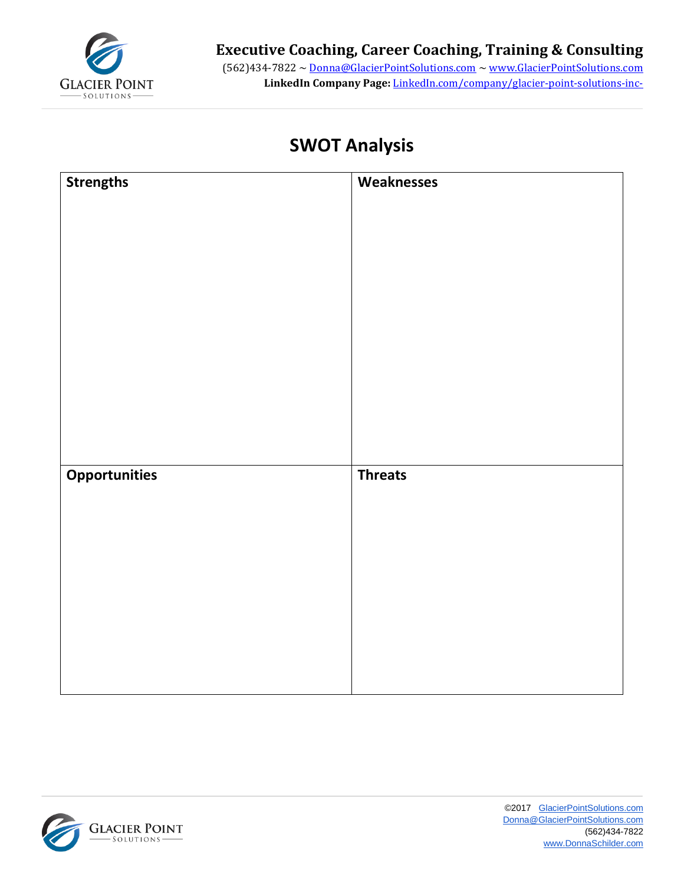# SWOT Analysis

| Strengths | Weaknesses |
| --- | --- |
| | |
| **Opportunities** | **Threats** |
| | |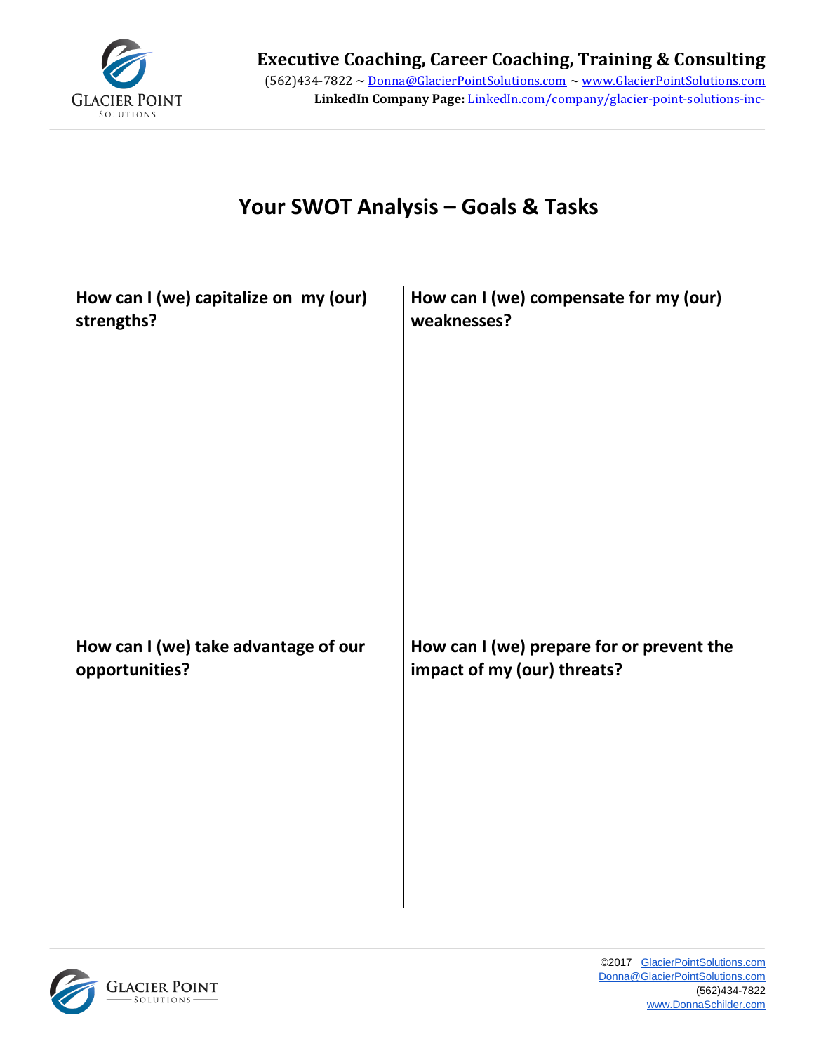# Your SWOT Analysis – Goals & Tasks

| | |
|---|---|
| **How can I (we) capitalize on my (our) strengths?** | **How can I (we) compensate for my (our) weaknesses?** |
| **How can I (we) take advantage of our opportunities?** | **How can I (we) prepare for or prevent the impact of my (our) threats?** |